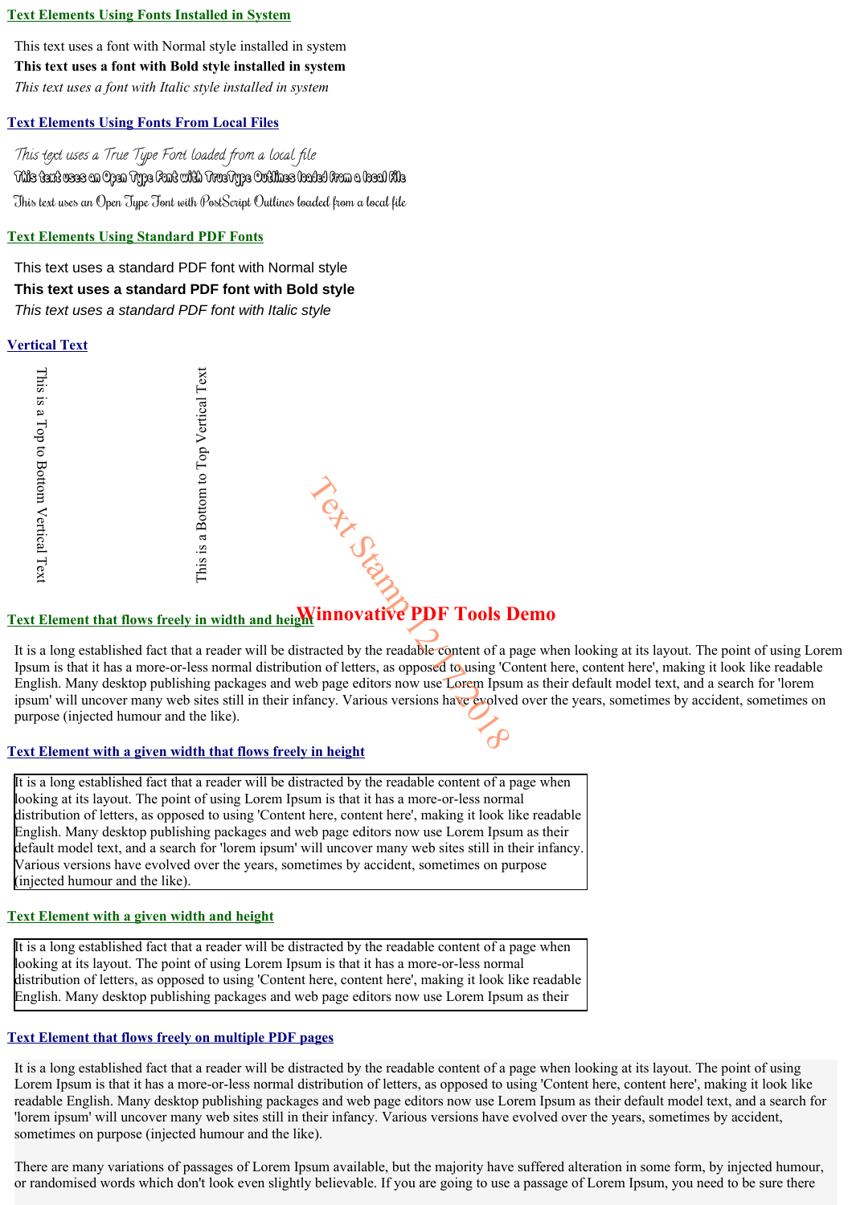## Text Elements Using Fonts Installed in System

This text uses a font with Normal style installed in system

**This text uses a font with Bold style installed in system**

*This text uses a font with Italic style installed in system*

## Text Elements Using Fonts From Local Files

This text uses a True Type Font loaded from a local file

This text uses an Open Type Font with TrueType Outlines loaded from a local file

This text uses an Open Type Font with PostScript Outlines loaded from a local file

## Text Elements Using Standard PDF Fonts

This text uses a standard PDF font with Normal style

**This text uses a standard PDF font with Bold style**

*This text uses a standard PDF font with Italic style*

## Vertical Text

This is a Top to Bottom Vertical Text

This is a Bottom to Top Vertical Text

Text Stamp 12/17/2018

**Winnovative PDF Tools Demo**

## Text Element that flows freely in width and height

It is a long established fact that a reader will be distracted by the readable content of a page when looking at its layout. The point of using Lorem Ipsum is that it has a more-or-less normal distribution of letters, as opposed to using 'Content here, content here', making it look like readable English. Many desktop publishing packages and web page editors now use Lorem Ipsum as their default model text, and a search for 'lorem ipsum' will uncover many web sites still in their infancy. Various versions have evolved over the years, sometimes by accident, sometimes on purpose (injected humour and the like).

## Text Element with a given width that flows freely in height

It is a long established fact that a reader will be distracted by the readable content of a page when looking at its layout. The point of using Lorem Ipsum is that it has a more-or-less normal distribution of letters, as opposed to using 'Content here, content here', making it look like readable English. Many desktop publishing packages and web page editors now use Lorem Ipsum as their default model text, and a search for 'lorem ipsum' will uncover many web sites still in their infancy. Various versions have evolved over the years, sometimes by accident, sometimes on purpose (injected humour and the like).

## Text Element with a given width and height

It is a long established fact that a reader will be distracted by the readable content of a page when looking at its layout. The point of using Lorem Ipsum is that it has a more-or-less normal distribution of letters, as opposed to using 'Content here, content here', making it look like readable English. Many desktop publishing packages and web page editors now use Lorem Ipsum as their

## Text Element that flows freely on multiple PDF pages

It is a long established fact that a reader will be distracted by the readable content of a page when looking at its layout. The point of using Lorem Ipsum is that it has a more-or-less normal distribution of letters, as opposed to using 'Content here, content here', making it look like readable English. Many desktop publishing packages and web page editors now use Lorem Ipsum as their default model text, and a search for 'lorem ipsum' will uncover many web sites still in their infancy. Various versions have evolved over the years, sometimes by accident, sometimes on purpose (injected humour and the like).

There are many variations of passages of Lorem Ipsum available, but the majority have suffered alteration in some form, by injected humour, or randomised words which don't look even slightly believable. If you are going to use a passage of Lorem Ipsum, you need to be sure there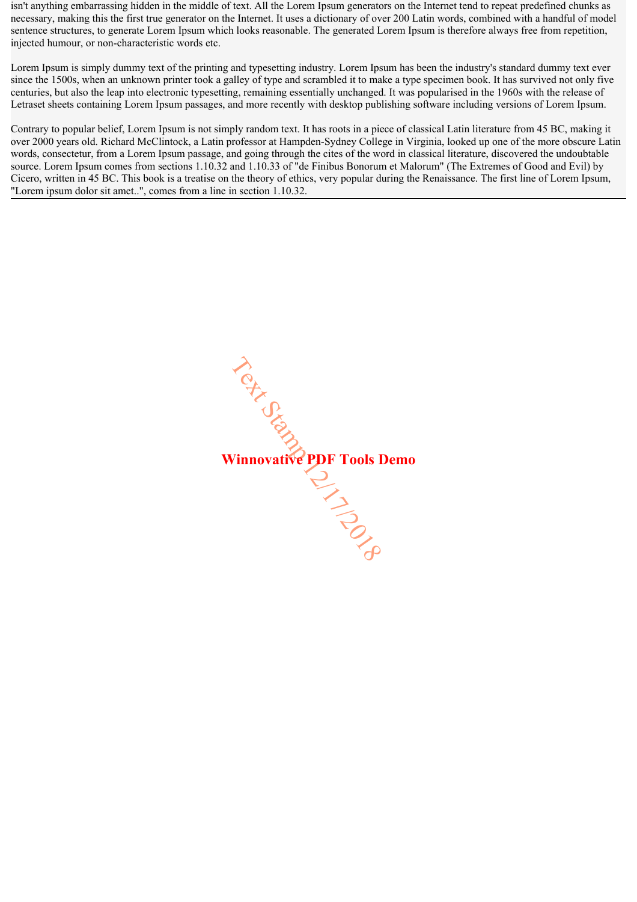isn't anything embarrassing hidden in the middle of text. All the Lorem Ipsum generators on the Internet tend to repeat predefined chunks as necessary, making this the first true generator on the Internet. It uses a dictionary of over 200 Latin words, combined with a handful of model sentence structures, to generate Lorem Ipsum which looks reasonable. The generated Lorem Ipsum is therefore always free from repetition, injected humour, or non-characteristic words etc.

Lorem Ipsum is simply dummy text of the printing and typesetting industry. Lorem Ipsum has been the industry's standard dummy text ever since the 1500s, when an unknown printer took a galley of type and scrambled it to make a type specimen book. It has survived not only five centuries, but also the leap into electronic typesetting, remaining essentially unchanged. It was popularised in the 1960s with the release of Letraset sheets containing Lorem Ipsum passages, and more recently with desktop publishing software including versions of Lorem Ipsum.

Contrary to popular belief, Lorem Ipsum is not simply random text. It has roots in a piece of classical Latin literature from 45 BC, making it over 2000 years old. Richard McClintock, a Latin professor at Hampden-Sydney College in Virginia, looked up one of the more obscure Latin words, consectetur, from a Lorem Ipsum passage, and going through the cites of the word in classical literature, discovered the undoubtable source. Lorem Ipsum comes from sections 1.10.32 and 1.10.33 of "de Finibus Bonorum et Malorum" (The Extremes of Good and Evil) by Cicero, written in 45 BC. This book is a treatise on the theory of ethics, very popular during the Renaissance. The first line of Lorem Ipsum, "Lorem ipsum dolor sit amet..", comes from a line in section 1.10.32.

---

Text Stamp 12/17/2018

**Winnovative PDF Tools Demo**